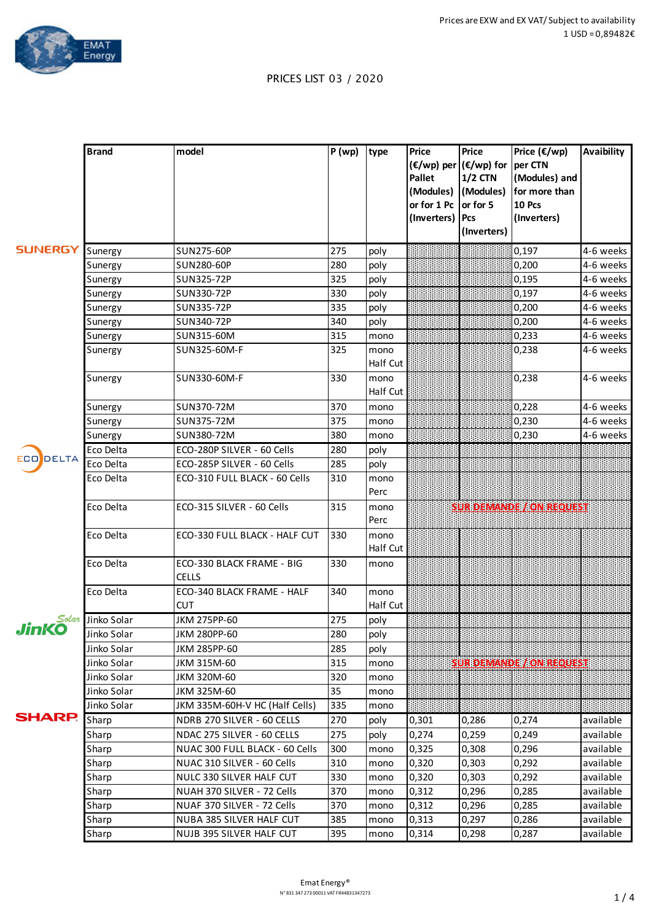Prices are EXW and EX VAT/ Subject to availability
1 USD = 0,89482€

EMAT Energy

# PRICES LIST 03 / 2020

| | Brand | model | P (wp) | type | Price (€/wp) per Pallet (Modules) or for 1 Pc (Inverters) | Price (€/wp) for 1/2 CTN (Modules) or for 5 Pcs (Inverters) | Price (€/wp) per CTN (Modules) and for more than 10 Pcs (Inverters) | Avaibility |
|---|---|---|---|---|---|---|---|---|
| SUNERGY | Sunergy | SUN275-60P | 275 | poly | | | 0,197 | 4-6 weeks |
| | Sunergy | SUN280-60P | 280 | poly | | | 0,200 | 4-6 weeks |
| | Sunergy | SUN325-72P | 325 | poly | | | 0,195 | 4-6 weeks |
| | Sunergy | SUN330-72P | 330 | poly | | | 0,197 | 4-6 weeks |
| | Sunergy | SUN335-72P | 335 | poly | | | 0,200 | 4-6 weeks |
| | Sunergy | SUN340-72P | 340 | poly | | | 0,200 | 4-6 weeks |
| | Sunergy | SUN315-60M | 315 | mono | | | 0,233 | 4-6 weeks |
| | Sunergy | SUN325-60M-F | 325 | mono Half Cut | | | 0,238 | 4-6 weeks |
| | Sunergy | SUN330-60M-F | 330 | mono Half Cut | | | 0,238 | 4-6 weeks |
| | Sunergy | SUN370-72M | 370 | mono | | | 0,228 | 4-6 weeks |
| | Sunergy | SUN375-72M | 375 | mono | | | 0,230 | 4-6 weeks |
| | Sunergy | SUN380-72M | 380 | mono | | | 0,230 | 4-6 weeks |
| ECO DELTA | Eco Delta | ECO-280P SILVER - 60 Cells | 280 | poly | | | | |
| | Eco Delta | ECO-285P SILVER - 60 Cells | 285 | poly | | | | |
| | Eco Delta | ECO-310 FULL BLACK - 60 Cells | 310 | mono Perc | | | | |
| | Eco Delta | ECO-315 SILVER - 60 Cells | 315 | mono Perc | SUR DEMANDE / ON REQUEST | | | |
| | Eco Delta | ECO-330 FULL BLACK - HALF CUT | 330 | mono Half Cut | | | | |
| | Eco Delta | ECO-330 BLACK FRAME - BIG CELLS | 330 | mono | | | | |
| | Eco Delta | ECO-340 BLACK FRAME - HALF CUT | 340 | mono Half Cut | | | | |
| Jinko Solar | Jinko Solar | JKM 275PP-60 | 275 | poly | | | | |
| | Jinko Solar | JKM 280PP-60 | 280 | poly | | | | |
| | Jinko Solar | JKM 285PP-60 | 285 | poly | | | | |
| | Jinko Solar | JKM 315M-60 | 315 | mono | SUR DEMANDE / ON REQUEST | | | |
| | Jinko Solar | JKM 320M-60 | 320 | mono | | | | |
| | Jinko Solar | JKM 325M-60 | 35 | mono | | | | |
| | Jinko Solar | JKM 335M-60H-V HC (Half Cells) | 335 | mono | | | | |
| SHARP | Sharp | NDRB 270 SILVER - 60 CELLS | 270 | poly | 0,301 | 0,286 | 0,274 | available |
| | Sharp | NDAC 275 SILVER - 60 CELLS | 275 | poly | 0,274 | 0,259 | 0,249 | available |
| | Sharp | NUAC 300 FULL BLACK - 60 Cells | 300 | mono | 0,325 | 0,308 | 0,296 | available |
| | Sharp | NUAC 310 SILVER - 60 Cells | 310 | mono | 0,320 | 0,303 | 0,292 | available |
| | Sharp | NULC 330 SILVER HALF CUT | 330 | mono | 0,320 | 0,303 | 0,292 | available |
| | Sharp | NUAH 370 SILVER - 72 Cells | 370 | mono | 0,312 | 0,296 | 0,285 | available |
| | Sharp | NUAF 370 SILVER - 72 Cells | 370 | mono | 0,312 | 0,296 | 0,285 | available |
| | Sharp | NUBA 385 SILVER HALF CUT | 385 | mono | 0,313 | 0,297 | 0,286 | available |
| | Sharp | NUJB 395 SILVER HALF CUT | 395 | mono | 0,314 | 0,298 | 0,287 | available |

Emat Energy®
N° 831 347 273 00011 VAT FR44831347273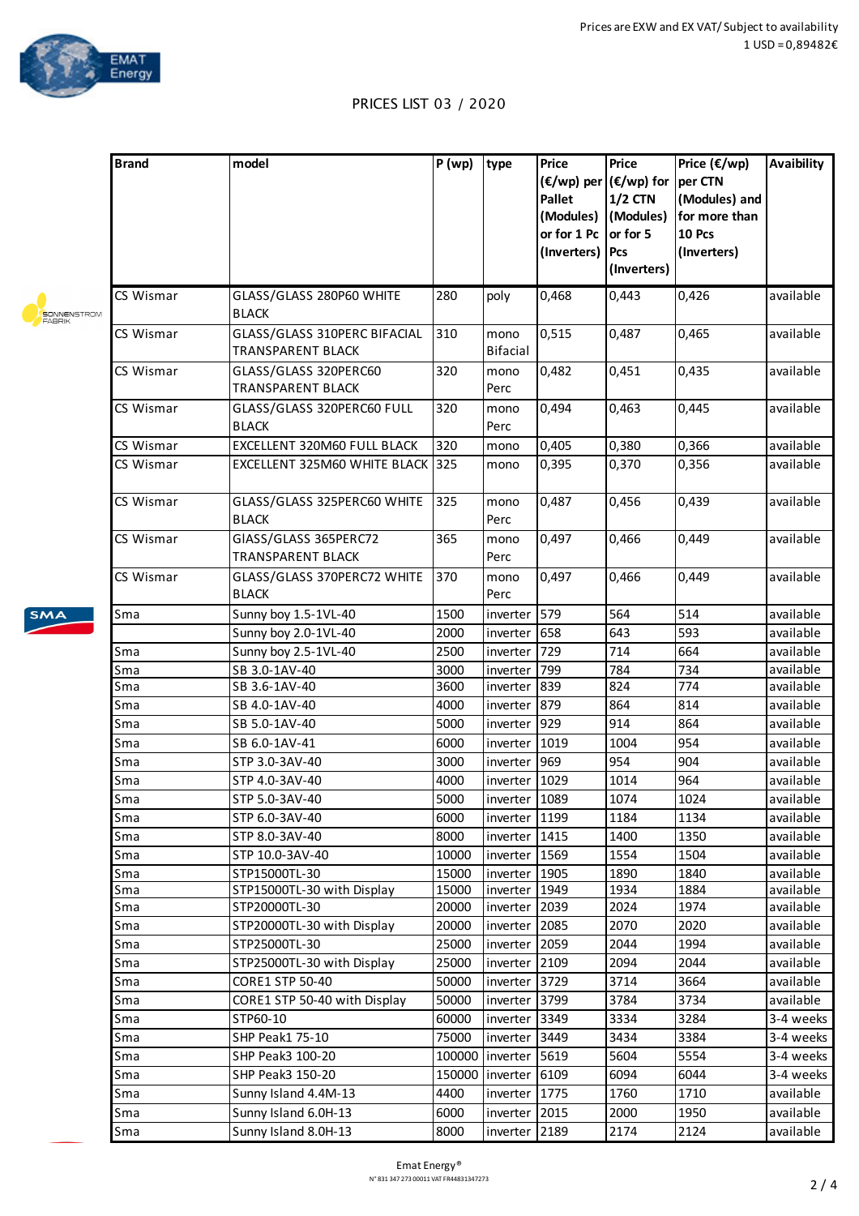Prices are EXW and EX VAT/ Subject to availability
1 USD = 0,89482€

# PRICES LIST 03 / 2020

| Brand | model | P (wp) | type | Price (€/wp) per Pallet (Modules) or for 1 Pc (Inverters) | Price (€/wp) for 1/2 CTN (Modules) or for 5 Pcs (Inverters) | Price (€/wp) per CTN (Modules) and for more than 10 Pcs (Inverters) | Avaibility |
|---|---|---|---|---|---|---|---|
| CS Wismar | GLASS/GLASS 280P60 WHITE BLACK | 280 | poly | 0,468 | 0,443 | 0,426 | available |
| CS Wismar | GLASS/GLASS 310PERC BIFACIAL TRANSPARENT BLACK | 310 | mono Bifacial | 0,515 | 0,487 | 0,465 | available |
| CS Wismar | GLASS/GLASS 320PERC60 TRANSPARENT BLACK | 320 | mono Perc | 0,482 | 0,451 | 0,435 | available |
| CS Wismar | GLASS/GLASS 320PERC60 FULL BLACK | 320 | mono Perc | 0,494 | 0,463 | 0,445 | available |
| CS Wismar | EXCELLENT 320M60 FULL BLACK | 320 | mono | 0,405 | 0,380 | 0,366 | available |
| CS Wismar | EXCELLENT 325M60 WHITE BLACK | 325 | mono | 0,395 | 0,370 | 0,356 | available |
| CS Wismar | GLASS/GLASS 325PERC60 WHITE BLACK | 325 | mono Perc | 0,487 | 0,456 | 0,439 | available |
| CS Wismar | GlASS/GLASS 365PERC72 TRANSPARENT BLACK | 365 | mono Perc | 0,497 | 0,466 | 0,449 | available |
| CS Wismar | GLASS/GLASS 370PERC72 WHITE BLACK | 370 | mono Perc | 0,497 | 0,466 | 0,449 | available |
| Sma | Sunny boy 1.5-1VL-40 | 1500 | inverter | 579 | 564 | 514 | available |
| | Sunny boy 2.0-1VL-40 | 2000 | inverter | 658 | 643 | 593 | available |
| Sma | Sunny boy 2.5-1VL-40 | 2500 | inverter | 729 | 714 | 664 | available |
| Sma | SB 3.0-1AV-40 | 3000 | inverter | 799 | 784 | 734 | available |
| Sma | SB 3.6-1AV-40 | 3600 | inverter | 839 | 824 | 774 | available |
| Sma | SB 4.0-1AV-40 | 4000 | inverter | 879 | 864 | 814 | available |
| Sma | SB 5.0-1AV-40 | 5000 | inverter | 929 | 914 | 864 | available |
| Sma | SB 6.0-1AV-41 | 6000 | inverter | 1019 | 1004 | 954 | available |
| Sma | STP 3.0-3AV-40 | 3000 | inverter | 969 | 954 | 904 | available |
| Sma | STP 4.0-3AV-40 | 4000 | inverter | 1029 | 1014 | 964 | available |
| Sma | STP 5.0-3AV-40 | 5000 | inverter | 1089 | 1074 | 1024 | available |
| Sma | STP 6.0-3AV-40 | 6000 | inverter | 1199 | 1184 | 1134 | available |
| Sma | STP 8.0-3AV-40 | 8000 | inverter | 1415 | 1400 | 1350 | available |
| Sma | STP 10.0-3AV-40 | 10000 | inverter | 1569 | 1554 | 1504 | available |
| Sma | STP15000TL-30 | 15000 | inverter | 1905 | 1890 | 1840 | available |
| Sma | STP15000TL-30 with Display | 15000 | inverter | 1949 | 1934 | 1884 | available |
| Sma | STP20000TL-30 | 20000 | inverter | 2039 | 2024 | 1974 | available |
| Sma | STP20000TL-30 with Display | 20000 | inverter | 2085 | 2070 | 2020 | available |
| Sma | STP25000TL-30 | 25000 | inverter | 2059 | 2044 | 1994 | available |
| Sma | STP25000TL-30 with Display | 25000 | inverter | 2109 | 2094 | 2044 | available |
| Sma | CORE1 STP 50-40 | 50000 | inverter | 3729 | 3714 | 3664 | available |
| Sma | CORE1 STP 50-40 with Display | 50000 | inverter | 3799 | 3784 | 3734 | available |
| Sma | STP60-10 | 60000 | inverter | 3349 | 3334 | 3284 | 3-4 weeks |
| Sma | SHP Peak1 75-10 | 75000 | inverter | 3449 | 3434 | 3384 | 3-4 weeks |
| Sma | SHP Peak3 100-20 | 100000 | inverter | 5619 | 5604 | 5554 | 3-4 weeks |
| Sma | SHP Peak3 150-20 | 150000 | inverter | 6109 | 6094 | 6044 | 3-4 weeks |
| Sma | Sunny Island 4.4M-13 | 4400 | inverter | 1775 | 1760 | 1710 | available |
| Sma | Sunny Island 6.0H-13 | 6000 | inverter | 2015 | 2000 | 1950 | available |
| Sma | Sunny Island 8.0H-13 | 8000 | inverter | 2189 | 2174 | 2124 | available |

Emat Energy®
N° 831 347 273 00011 VAT FR44831347273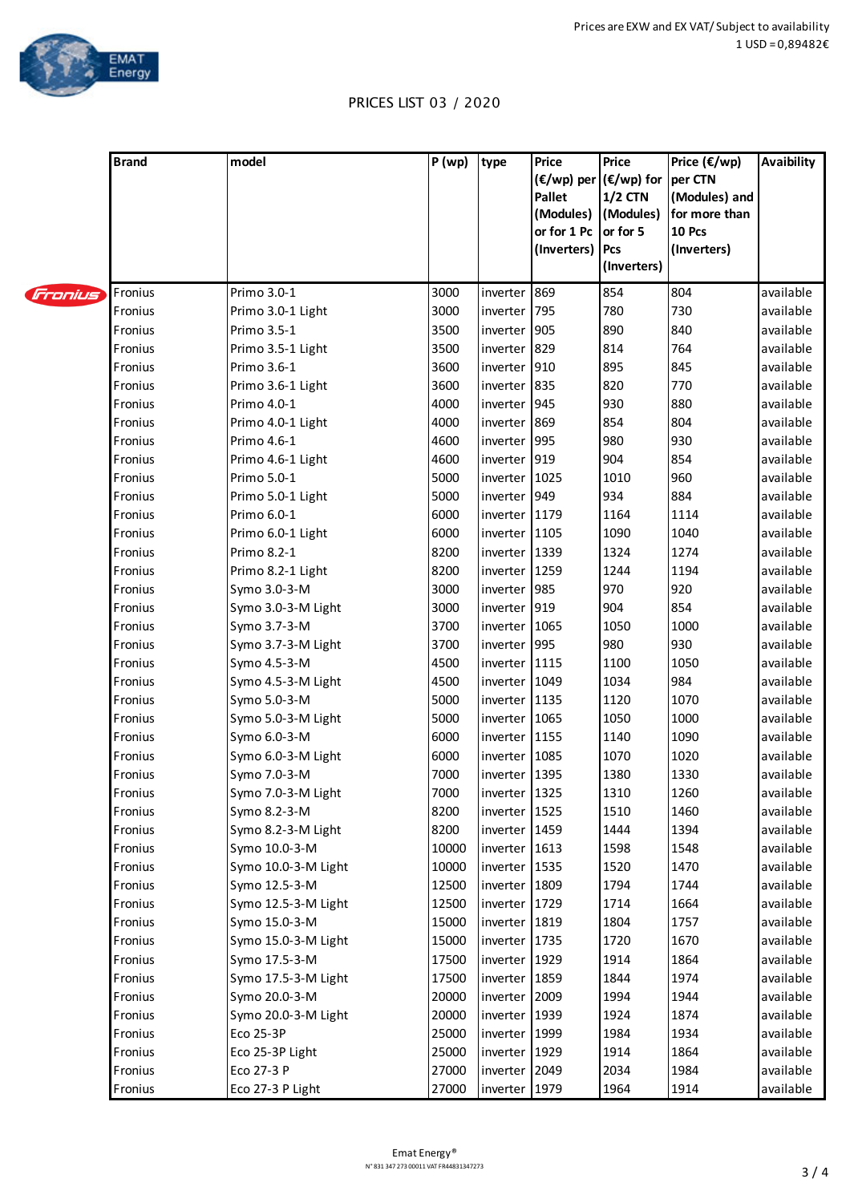Prices are EXW and EX VAT/ Subject to availability
1 USD = 0,89482€

PRICES LIST 03 / 2020

| Brand | model | P (wp) | type | Price (€/wp) per Pallet (Modules) or for 1 Pc (Inverters) | Price (€/wp) for 1/2 CTN (Modules) or for 5 Pcs (Inverters) | Price (€/wp) per CTN (Modules) and for more than 10 Pcs (Inverters) | Avaibility |
|---|---|---|---|---|---|---|---|
| Fronius | Primo 3.0-1 | 3000 | inverter | 869 | 854 | 804 | available |
| Fronius | Primo 3.0-1 Light | 3000 | inverter | 795 | 780 | 730 | available |
| Fronius | Primo 3.5-1 | 3500 | inverter | 905 | 890 | 840 | available |
| Fronius | Primo 3.5-1 Light | 3500 | inverter | 829 | 814 | 764 | available |
| Fronius | Primo 3.6-1 | 3600 | inverter | 910 | 895 | 845 | available |
| Fronius | Primo 3.6-1 Light | 3600 | inverter | 835 | 820 | 770 | available |
| Fronius | Primo 4.0-1 | 4000 | inverter | 945 | 930 | 880 | available |
| Fronius | Primo 4.0-1 Light | 4000 | inverter | 869 | 854 | 804 | available |
| Fronius | Primo 4.6-1 | 4600 | inverter | 995 | 980 | 930 | available |
| Fronius | Primo 4.6-1 Light | 4600 | inverter | 919 | 904 | 854 | available |
| Fronius | Primo 5.0-1 | 5000 | inverter | 1025 | 1010 | 960 | available |
| Fronius | Primo 5.0-1 Light | 5000 | inverter | 949 | 934 | 884 | available |
| Fronius | Primo 6.0-1 | 6000 | inverter | 1179 | 1164 | 1114 | available |
| Fronius | Primo 6.0-1 Light | 6000 | inverter | 1105 | 1090 | 1040 | available |
| Fronius | Primo 8.2-1 | 8200 | inverter | 1339 | 1324 | 1274 | available |
| Fronius | Primo 8.2-1 Light | 8200 | inverter | 1259 | 1244 | 1194 | available |
| Fronius | Symo 3.0-3-M | 3000 | inverter | 985 | 970 | 920 | available |
| Fronius | Symo 3.0-3-M Light | 3000 | inverter | 919 | 904 | 854 | available |
| Fronius | Symo 3.7-3-M | 3700 | inverter | 1065 | 1050 | 1000 | available |
| Fronius | Symo 3.7-3-M Light | 3700 | inverter | 995 | 980 | 930 | available |
| Fronius | Symo 4.5-3-M | 4500 | inverter | 1115 | 1100 | 1050 | available |
| Fronius | Symo 4.5-3-M Light | 4500 | inverter | 1049 | 1034 | 984 | available |
| Fronius | Symo 5.0-3-M | 5000 | inverter | 1135 | 1120 | 1070 | available |
| Fronius | Symo 5.0-3-M Light | 5000 | inverter | 1065 | 1050 | 1000 | available |
| Fronius | Symo 6.0-3-M | 6000 | inverter | 1155 | 1140 | 1090 | available |
| Fronius | Symo 6.0-3-M Light | 6000 | inverter | 1085 | 1070 | 1020 | available |
| Fronius | Symo 7.0-3-M | 7000 | inverter | 1395 | 1380 | 1330 | available |
| Fronius | Symo 7.0-3-M Light | 7000 | inverter | 1325 | 1310 | 1260 | available |
| Fronius | Symo 8.2-3-M | 8200 | inverter | 1525 | 1510 | 1460 | available |
| Fronius | Symo 8.2-3-M Light | 8200 | inverter | 1459 | 1444 | 1394 | available |
| Fronius | Symo 10.0-3-M | 10000 | inverter | 1613 | 1598 | 1548 | available |
| Fronius | Symo 10.0-3-M Light | 10000 | inverter | 1535 | 1520 | 1470 | available |
| Fronius | Symo 12.5-3-M | 12500 | inverter | 1809 | 1794 | 1744 | available |
| Fronius | Symo 12.5-3-M Light | 12500 | inverter | 1729 | 1714 | 1664 | available |
| Fronius | Symo 15.0-3-M | 15000 | inverter | 1819 | 1804 | 1757 | available |
| Fronius | Symo 15.0-3-M Light | 15000 | inverter | 1735 | 1720 | 1670 | available |
| Fronius | Symo 17.5-3-M | 17500 | inverter | 1929 | 1914 | 1864 | available |
| Fronius | Symo 17.5-3-M Light | 17500 | inverter | 1859 | 1844 | 1974 | available |
| Fronius | Symo 20.0-3-M | 20000 | inverter | 2009 | 1994 | 1944 | available |
| Fronius | Symo 20.0-3-M Light | 20000 | inverter | 1939 | 1924 | 1874 | available |
| Fronius | Eco 25-3P | 25000 | inverter | 1999 | 1984 | 1934 | available |
| Fronius | Eco 25-3P Light | 25000 | inverter | 1929 | 1914 | 1864 | available |
| Fronius | Eco 27-3 P | 27000 | inverter | 2049 | 2034 | 1984 | available |
| Fronius | Eco 27-3 P Light | 27000 | inverter | 1979 | 1964 | 1914 | available |

Emat Energy®
N° 831 347 273 00011 VAT FR44831347273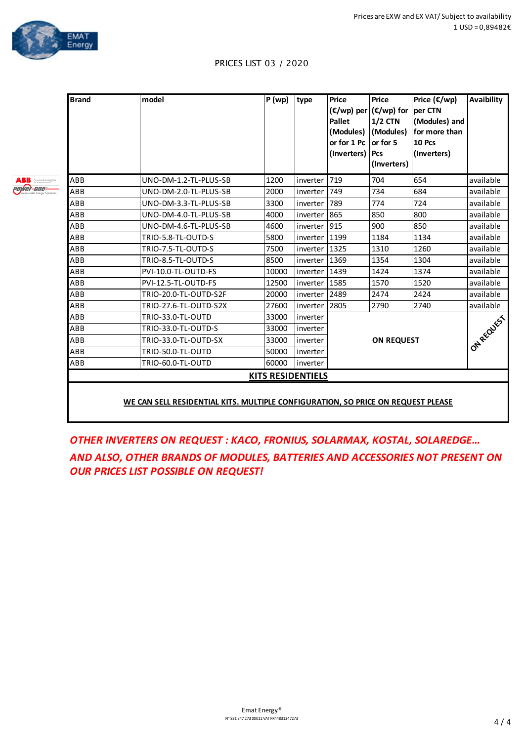Prices are EXW and EX VAT/ Subject to availability
1 USD = 0,89482€

PRICES LIST 03 / 2020

| Brand | model | P (wp) | type | Price (€/wp) per Pallet (Modules) or for 1 Pc (Inverters) | Price (€/wp) for 1/2 CTN (Modules) or for 5 Pcs (Inverters) | Price (€/wp) per CTN (Modules) and for more than 10 Pcs (Inverters) | Avaibility |
|---|---|---|---|---|---|---|---|
| ABB | UNO-DM-1.2-TL-PLUS-SB | 1200 | inverter | 719 | 704 | 654 | available |
| ABB | UNO-DM-2.0-TL-PLUS-SB | 2000 | inverter | 749 | 734 | 684 | available |
| ABB | UNO-DM-3.3-TL-PLUS-SB | 3300 | inverter | 789 | 774 | 724 | available |
| ABB | UNO-DM-4.0-TL-PLUS-SB | 4000 | inverter | 865 | 850 | 800 | available |
| ABB | UNO-DM-4.6-TL-PLUS-SB | 4600 | inverter | 915 | 900 | 850 | available |
| ABB | TRIO-5.8-TL-OUTD-S | 5800 | inverter | 1199 | 1184 | 1134 | available |
| ABB | TRIO-7.5-TL-OUTD-S | 7500 | inverter | 1325 | 1310 | 1260 | available |
| ABB | TRIO-8.5-TL-OUTD-S | 8500 | inverter | 1369 | 1354 | 1304 | available |
| ABB | PVI-10.0-TL-OUTD-FS | 10000 | inverter | 1439 | 1424 | 1374 | available |
| ABB | PVI-12.5-TL-OUTD-FS | 12500 | inverter | 1585 | 1570 | 1520 | available |
| ABB | TRIO-20.0-TL-OUTD-S2F | 20000 | inverter | 2489 | 2474 | 2424 | available |
| ABB | TRIO-27.6-TL-OUTD-S2X | 27600 | inverter | 2805 | 2790 | 2740 | available |
| ABB | TRIO-33.0-TL-OUTD | 33000 | inverter | ON REQUEST | | | ON REQUEST |
| ABB | TRIO-33.0-TL-OUTD-S | 33000 | inverter | | | | |
| ABB | TRIO-33.0-TL-OUTD-SX | 33000 | inverter | | | | |
| ABB | TRIO-50.0-TL-OUTD | 50000 | inverter | | | | |
| ABB | TRIO-60.0-TL-OUTD | 60000 | inverter | | | | |
| **KITS RESIDENTIELS** | | | | | | | |
| **WE CAN SELL RESIDENTIAL KITS. MULTIPLE CONFIGURATION, SO PRICE ON REQUEST PLEASE** | | | | | | | |

***OTHER INVERTERS ON REQUEST : KACO, FRONIUS, SOLARMAX, KOSTAL, SOLAREDGE…***

***AND ALSO, OTHER BRANDS OF MODULES, BATTERIES AND ACCESSORIES NOT PRESENT ON OUR PRICES LIST POSSIBLE ON REQUEST!***

Emat Energy®
N° 831 347 273 00011 VAT FR44831347273